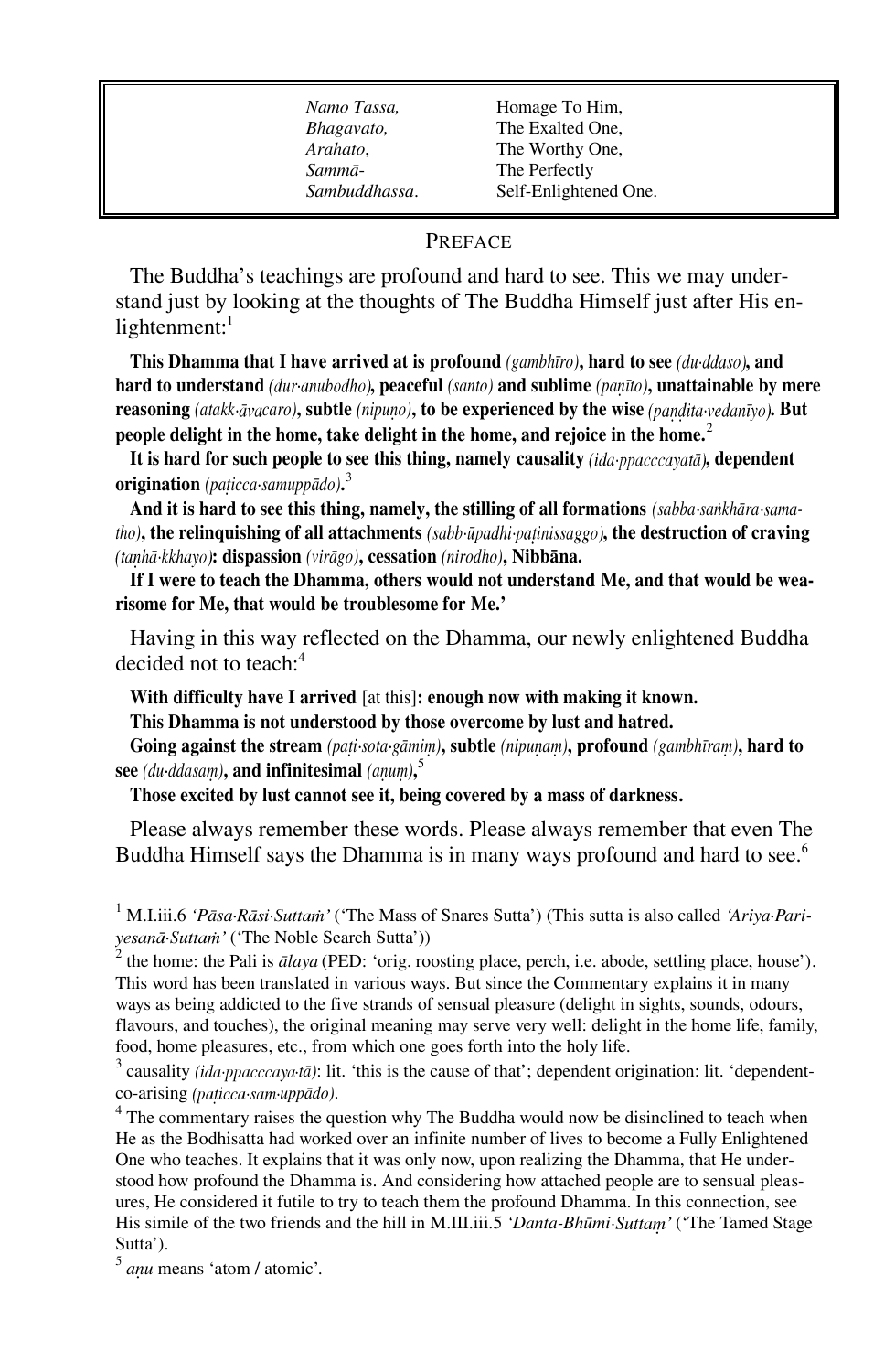| | |
|---|---|
| *Namo Tassa,* | Homage To Him, |
| *Bhagavato,* | The Exalted One, |
| *Arahato*, | The Worthy One, |
| *Sammā-* | The Perfectly |
| *Sambuddhassa*. | Self-Enlightened One. |

## PREFACE

The Buddha's teachings are profound and hard to see. This we may understand just by looking at the thoughts of The Buddha Himself just after His enlightenment:[1]

**This Dhamma that I have arrived at is profound** *(gambhīro)***, hard to see** *(du·ddaso)***, and hard to understand** *(dur·anubodho)***, peaceful** *(santo)* **and sublime** *(paṇīto)***, unattainable by mere reasoning** *(atakk·āvacaro)***, subtle** *(nipuṇo)***, to be experienced by the wise** *(paṇḍita·vedanīyo)***. But people delight in the home, take delight in the home, and rejoice in the home.**[2]

**It is hard for such people to see this thing, namely causality** *(ida·ppacccayatā)***, dependent origination** *(paṭicca·samuppādo)***.**[3]

**And it is hard to see this thing, namely, the stilling of all formations** *(sabba·saṅkhāra·samatho)***, the relinquishing of all attachments** *(sabb·ūpadhi·paṭinissaggo)***, the destruction of craving** *(taṇhā·kkhayo)***: dispassion** *(virāgo)***, cessation** *(nirodho)***, Nibbāna.**

**If I were to teach the Dhamma, others would not understand Me, and that would be wearisome for Me, that would be troublesome for Me.'**

Having in this way reflected on the Dhamma, our newly enlightened Buddha decided not to teach:[4]

**With difficulty have I arrived** [at this]**: enough now with making it known.**
**This Dhamma is not understood by those overcome by lust and hatred.**
**Going against the stream** *(paṭi·sota·gāmiṃ)***, subtle** *(nipuṇaṃ)***, profound** *(gambhīraṃ)***, hard to see** *(du·ddasaṃ)***, and infinitesimal** *(aṇuṃ)***,**[5]
**Those excited by lust cannot see it, being covered by a mass of darkness.**

Please always remember these words. Please always remember that even The Buddha Himself says the Dhamma is in many ways profound and hard to see.[6]

---

[1] M.I.iii.6 *'Pāsa·Rāsi·Suttaṁ'* ('The Mass of Snares Sutta') (This sutta is also called *'Ariya·Pariyesanā·Suttaṁ'* ('The Noble Search Sutta'))

[2] the home: the Pali is *ālaya* (PED: 'orig. roosting place, perch, i.e. abode, settling place, house'). This word has been translated in various ways. But since the Commentary explains it in many ways as being addicted to the five strands of sensual pleasure (delight in sights, sounds, odours, flavours, and touches), the original meaning may serve very well: delight in the home life, family, food, home pleasures, etc., from which one goes forth into the holy life.

[3] causality *(ida·ppacccaya·tā)*: lit. 'this is the cause of that'; dependent origination: lit. 'dependent-co-arising *(paṭicca·sam·uppādo)*.

[4] The commentary raises the question why The Buddha would now be disinclined to teach when He as the Bodhisatta had worked over an infinite number of lives to become a Fully Enlightened One who teaches. It explains that it was only now, upon realizing the Dhamma, that He understood how profound the Dhamma is. And considering how attached people are to sensual pleasures, He considered it futile to try to teach them the profound Dhamma. In this connection, see His simile of the two friends and the hill in M.III.iii.5 *'Danta-Bhūmi·Suttaṃ'* ('The Tamed Stage Sutta').

[5] *aṇu* means 'atom / atomic'.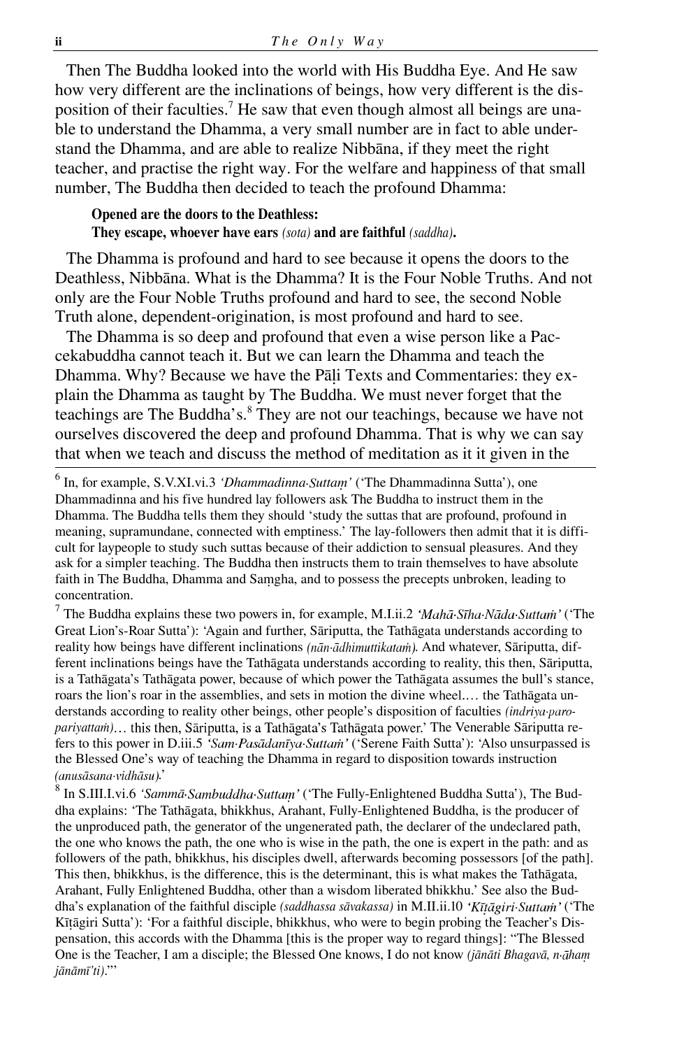Then The Buddha looked into the world with His Buddha Eye. And He saw how very different are the inclinations of beings, how very different is the disposition of their faculties.[7] He saw that even though almost all beings are unable to understand the Dhamma, a very small number are in fact to able understand the Dhamma, and are able to realize Nibbāna, if they meet the right teacher, and practise the right way. For the welfare and happiness of that small number, The Buddha then decided to teach the profound Dhamma:

> **Opened are the doors to the Deathless:**
> **They escape, whoever have ears *(sota)* and are faithful *(saddha)*.**

The Dhamma is profound and hard to see because it opens the doors to the Deathless, Nibbāna. What is the Dhamma? It is the Four Noble Truths. And not only are the Four Noble Truths profound and hard to see, the second Noble Truth alone, dependent-origination, is most profound and hard to see.

The Dhamma is so deep and profound that even a wise person like a Paccekabuddha cannot teach it. But we can learn the Dhamma and teach the Dhamma. Why? Because we have the Pāḷi Texts and Commentaries: they explain the Dhamma as taught by The Buddha. We must never forget that the teachings are The Buddha's.[8] They are not our teachings, because we have not ourselves discovered the deep and profound Dhamma. That is why we can say that when we teach and discuss the method of meditation as it it given in the

---

[6] In, for example, S.V.XI.vi.3 *'Dhammadinna·Suttaṃ'* ('The Dhammadinna Sutta'), one Dhammadinna and his five hundred lay followers ask The Buddha to instruct them in the Dhamma. The Buddha tells them they should 'study the suttas that are profound, profound in meaning, supramundane, connected with emptiness.' The lay-followers then admit that it is difficult for laypeople to study such suttas because of their addiction to sensual pleasures. And they ask for a simpler teaching. The Buddha then instructs them to train themselves to have absolute faith in The Buddha, Dhamma and Saṃgha, and to possess the precepts unbroken, leading to concentration.

[7] The Buddha explains these two powers in, for example, M.I.ii.2 *'Mahā·Sīha·Nāda·Suttaṁ'* ('The Great Lion's-Roar Sutta'): 'Again and further, Sāriputta, the Tathāgata understands according to reality how beings have different inclinations *(nān·ādhimuttikataṁ)*. And whatever, Sāriputta, different inclinations beings have the Tathāgata understands according to reality, this then, Sāriputta, is a Tathāgata's Tathāgata power, because of which power the Tathāgata assumes the bull's stance, roars the lion's roar in the assemblies, and sets in motion the divine wheel.… the Tathāgata understands according to reality other beings, other people's disposition of faculties *(indriya·paro-pariyattaṁ)*… this then, Sāriputta, is a Tathāgata's Tathāgata power.' The Venerable Sāriputta refers to this power in D.iii.5 *'Sam·Pasādanīya·Suttaṁ'* ('Serene Faith Sutta'): 'Also unsurpassed is the Blessed One's way of teaching the Dhamma in regard to disposition towards instruction *(anusāsana·vidhāsu)*.'

[8] In S.III.I.vi.6 *'Sammā·Sambuddha·Suttaṃ'* ('The Fully-Enlightened Buddha Sutta'), The Buddha explains: 'The Tathāgata, bhikkhus, Arahant, Fully-Enlightened Buddha, is the producer of the unproduced path, the generator of the ungenerated path, the declarer of the undeclared path, the one who knows the path, the one who is wise in the path, the one is expert in the path: and as followers of the path, bhikkhus, his disciples dwell, afterwards becoming possessors [of the path]. This then, bhikkhus, is the difference, this is the determinant, this is what makes the Tathāgata, Arahant, Fully Enlightened Buddha, other than a wisdom liberated bhikkhu.' See also the Buddha's explanation of the faithful disciple *(saddhassa sāvakassa)* in M.II.ii.10 *'Kīṭāgiri·Suttaṁ'* ('The Kīṭāgiri Sutta'): 'For a faithful disciple, bhikkhus, who were to begin probing the Teacher's Dispensation, this accords with the Dhamma [this is the proper way to regard things]: "The Blessed One is the Teacher, I am a disciple; the Blessed One knows, I do not know *(jānāti Bhagavā, n·āhaṃ jānāmī'ti)*."'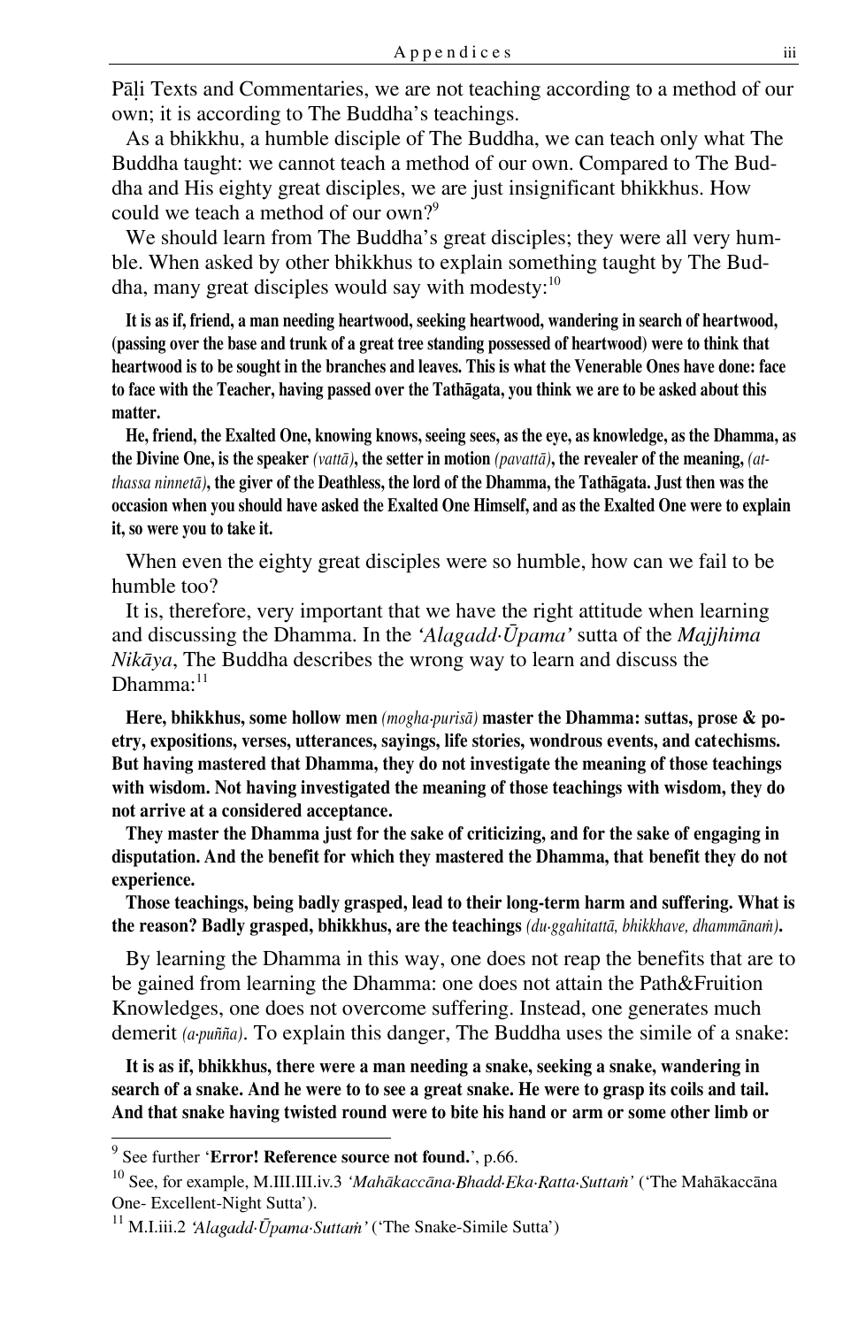Pāḷi Texts and Commentaries, we are not teaching according to a method of our own; it is according to The Buddha's teachings.

As a bhikkhu, a humble disciple of The Buddha, we can teach only what The Buddha taught: we cannot teach a method of our own. Compared to The Buddha and His eighty great disciples, we are just insignificant bhikkhus. How could we teach a method of our own?[9]

We should learn from The Buddha's great disciples; they were all very humble. When asked by other bhikkhus to explain something taught by The Buddha, many great disciples would say with modesty:[10]

> **It is as if, friend, a man needing heartwood, seeking heartwood, wandering in search of heartwood, (passing over the base and trunk of a great tree standing possessed of heartwood) were to think that heartwood is to be sought in the branches and leaves. This is what the Venerable Ones have done: face to face with the Teacher, having passed over the Tathāgata, you think we are to be asked about this matter.**
>
> **He, friend, the Exalted One, knowing knows, seeing sees, as the eye, as knowledge, as the Dhamma, as the Divine One, is the speaker** *(vattā)*, **the setter in motion** *(pavattā)*, **the revealer of the meaning,** *(atthassa ninnetā)*, **the giver of the Deathless, the lord of the Dhamma, the Tathāgata. Just then was the occasion when you should have asked the Exalted One Himself, and as the Exalted One were to explain it, so were you to take it.**

When even the eighty great disciples were so humble, how can we fail to be humble too?

It is, therefore, very important that we have the right attitude when learning and discussing the Dhamma. In the *'Alagadd·Ūpama'* sutta of the *Majjhima Nikāya*, The Buddha describes the wrong way to learn and discuss the Dhamma:[11]

> **Here, bhikkhus, some hollow men** *(mogha·purisā)* **master the Dhamma: suttas, prose & poetry, expositions, verses, utterances, sayings, life stories, wondrous events, and catechisms. But having mastered that Dhamma, they do not investigate the meaning of those teachings with wisdom. Not having investigated the meaning of those teachings with wisdom, they do not arrive at a considered acceptance.**
>
> **They master the Dhamma just for the sake of criticizing, and for the sake of engaging in disputation. And the benefit for which they mastered the Dhamma, that benefit they do not experience.**
>
> **Those teachings, being badly grasped, lead to their long-term harm and suffering. What is the reason? Badly grasped, bhikkhus, are the teachings** *(du·ggahitattā, bhikkhave, dhammānaṁ)*.

By learning the Dhamma in this way, one does not reap the benefits that are to be gained from learning the Dhamma: one does not attain the Path&Fruition Knowledges, one does not overcome suffering. Instead, one generates much demerit *(a·puñña)*. To explain this danger, The Buddha uses the simile of a snake:

> **It is as if, bhikkhus, there were a man needing a snake, seeking a snake, wandering in search of a snake. And he were to to see a great snake. He were to grasp its coils and tail. And that snake having twisted round were to bite his hand or arm or some other limb or**

---

[9] See further '**Error! Reference source not found.**', p.66.

[10] See, for example, M.III.III.iv.3 *'Mahākaccāna·Bhadd·Eka·Ratta·Suttaṁ'* ('The Mahākaccāna One- Excellent-Night Sutta').

[11] M.I.iii.2 *'Alagadd·Ūpama·Suttaṁ'* ('The Snake-Simile Sutta')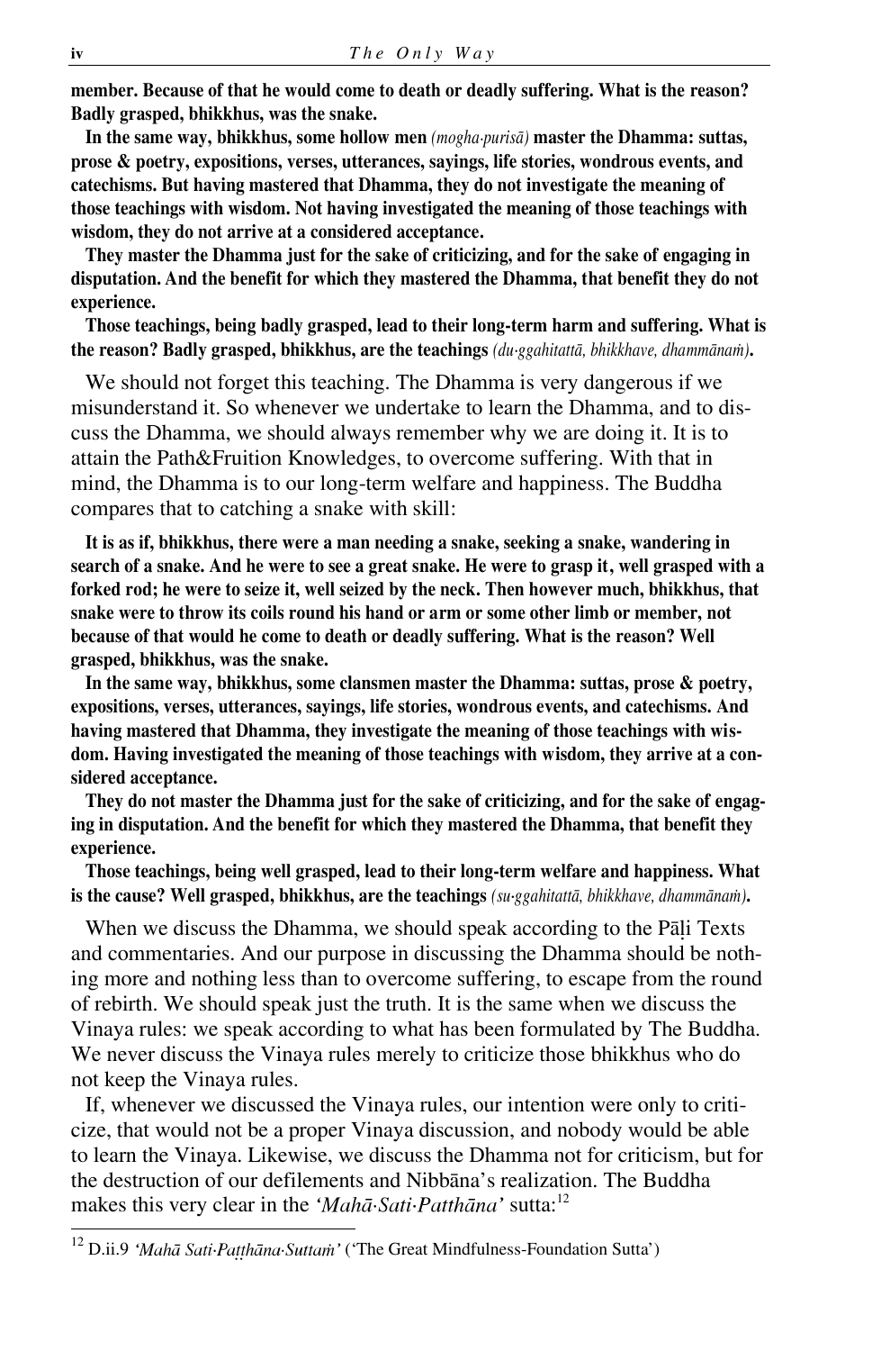**member. Because of that he would come to death or deadly suffering. What is the reason? Badly grasped, bhikkhus, was the snake.**

**In the same way, bhikkhus, some hollow men** *(mogha·purisā)* **master the Dhamma: suttas, prose & poetry, expositions, verses, utterances, sayings, life stories, wondrous events, and catechisms. But having mastered that Dhamma, they do not investigate the meaning of those teachings with wisdom. Not having investigated the meaning of those teachings with wisdom, they do not arrive at a considered acceptance.**

**They master the Dhamma just for the sake of criticizing, and for the sake of engaging in disputation. And the benefit for which they mastered the Dhamma, that benefit they do not experience.**

**Those teachings, being badly grasped, lead to their long-term harm and suffering. What is the reason? Badly grasped, bhikkhus, are the teachings** *(du·ggahitattā, bhikkhave, dhammānaṁ)***.**

We should not forget this teaching. The Dhamma is very dangerous if we misunderstand it. So whenever we undertake to learn the Dhamma, and to discuss the Dhamma, we should always remember why we are doing it. It is to attain the Path&Fruition Knowledges, to overcome suffering. With that in mind, the Dhamma is to our long-term welfare and happiness. The Buddha compares that to catching a snake with skill:

**It is as if, bhikkhus, there were a man needing a snake, seeking a snake, wandering in search of a snake. And he were to see a great snake. He were to grasp it, well grasped with a forked rod; he were to seize it, well seized by the neck. Then however much, bhikkhus, that snake were to throw its coils round his hand or arm or some other limb or member, not because of that would he come to death or deadly suffering. What is the reason? Well grasped, bhikkhus, was the snake.**

**In the same way, bhikkhus, some clansmen master the Dhamma: suttas, prose & poetry, expositions, verses, utterances, sayings, life stories, wondrous events, and catechisms. And having mastered that Dhamma, they investigate the meaning of those teachings with wisdom. Having investigated the meaning of those teachings with wisdom, they arrive at a considered acceptance.**

**They do not master the Dhamma just for the sake of criticizing, and for the sake of engaging in disputation. And the benefit for which they mastered the Dhamma, that benefit they experience.**

**Those teachings, being well grasped, lead to their long-term welfare and happiness. What is the cause? Well grasped, bhikkhus, are the teachings** *(su·ggahitattā, bhikkhave, dhammānaṁ)***.**

When we discuss the Dhamma, we should speak according to the Pāḷi Texts and commentaries. And our purpose in discussing the Dhamma should be nothing more and nothing less than to overcome suffering, to escape from the round of rebirth. We should speak just the truth. It is the same when we discuss the Vinaya rules: we speak according to what has been formulated by The Buddha. We never discuss the Vinaya rules merely to criticize those bhikkhus who do not keep the Vinaya rules.

If, whenever we discussed the Vinaya rules, our intention were only to criticize, that would not be a proper Vinaya discussion, and nobody would be able to learn the Vinaya. Likewise, we discuss the Dhamma not for criticism, but for the destruction of our defilements and Nibbāna's realization. The Buddha makes this very clear in the *'Mahā·Sati·Patthāna'* sutta:[12]

---

[12] D.ii.9 *'Mahā Sati·Paṭṭhāna·Suttaṁ'* ('The Great Mindfulness-Foundation Sutta')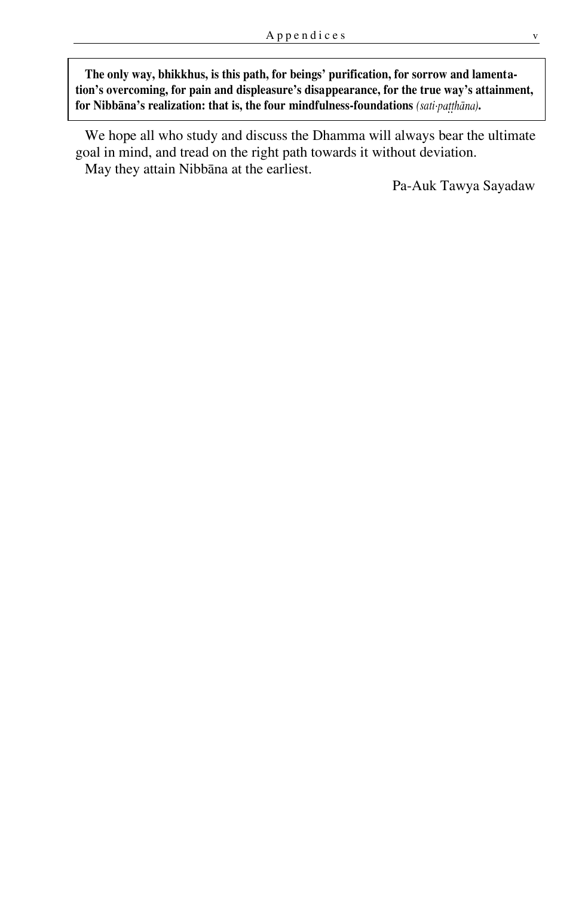> **The only way, bhikkhus, is this path, for beings' purification, for sorrow and lamentation's overcoming, for pain and displeasure's disappearance, for the true way's attainment, for Nibbāna's realization: that is, the four mindfulness-foundations** *(sati·paṭṭhāna)***.**

We hope all who study and discuss the Dhamma will always bear the ultimate goal in mind, and tread on the right path towards it without deviation.

May they attain Nibbāna at the earliest.

Pa-Auk Tawya Sayadaw